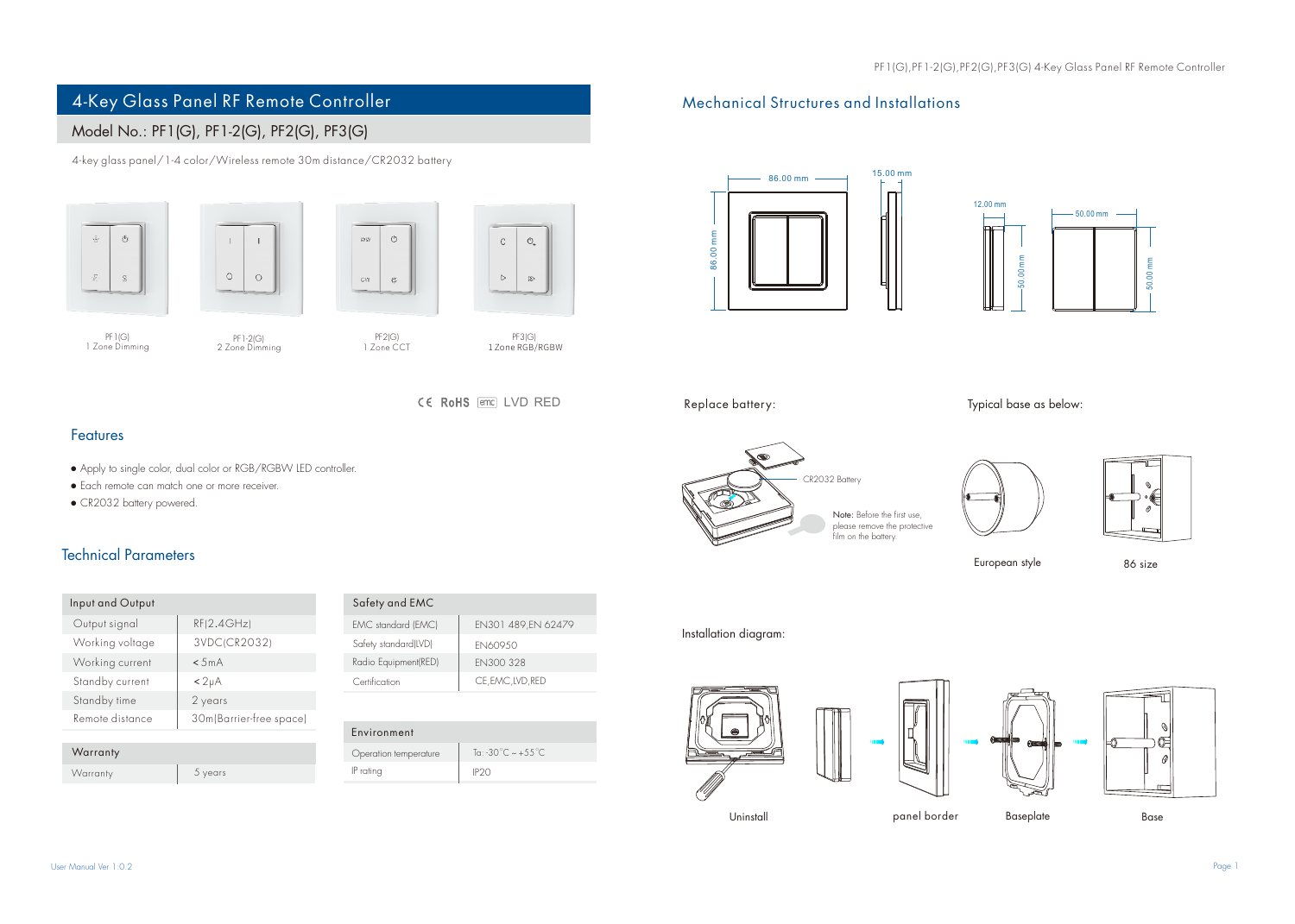# 4-Key Glass Panel RF Remote Controller

## Model No.: PF1(G), PF1-2(G), PF2(G), PF3(G)

4-key glass panel/1-4 color/Wireless remote 30m distance/CR2032 battery

PF1(G)
1 Zone Dimming

PF1-2(G)
2 Zone Dimming

PF2(G)
1 Zone CCT

PF3(G)
1 Zone RGB/RGBW

CE RoHS emc LVD RED

## Features

- Apply to single color, dual color or RGB/RGBW LED controller.
- Each remote can match one or more receiver.
- CR2032 battery powered.

## Technical Parameters

| Input and Output | |
|---|---|
| Output signal | RF(2.4GHz) |
| Working voltage | 3VDC(CR2032) |
| Working current | < 5mA |
| Standby current | < 2μA |
| Standby time | 2 years |
| Remote distance | 30m(Barrier-free space) |

| Warranty | |
|---|---|
| Warranty | 5 years |

| Safety and EMC | |
|---|---|
| EMC standard (EMC) | EN301 489,EN 62479 |
| Safety standard(LVD) | EN60950 |
| Radio Equipment(RED) | EN300 328 |
| Certification | CE,EMC,LVD,RED |

| Environment | |
|---|---|
| Operation temperature | Ta: -30°C ~ +55°C |
| IP rating | IP20 |

## Mechanical Structures and Installations

86.00 mm
86.00 mm
15.00 mm
12.00 mm
50.00 mm
50.00 mm
50.00 mm

Replace battery:

CR2032 Battery

**Note:** Before the first use, please remove the protective film on the battery.

Typical base as below:

European style

86 size

Installation diagram:

Uninstall

panel border

Baseplate

Base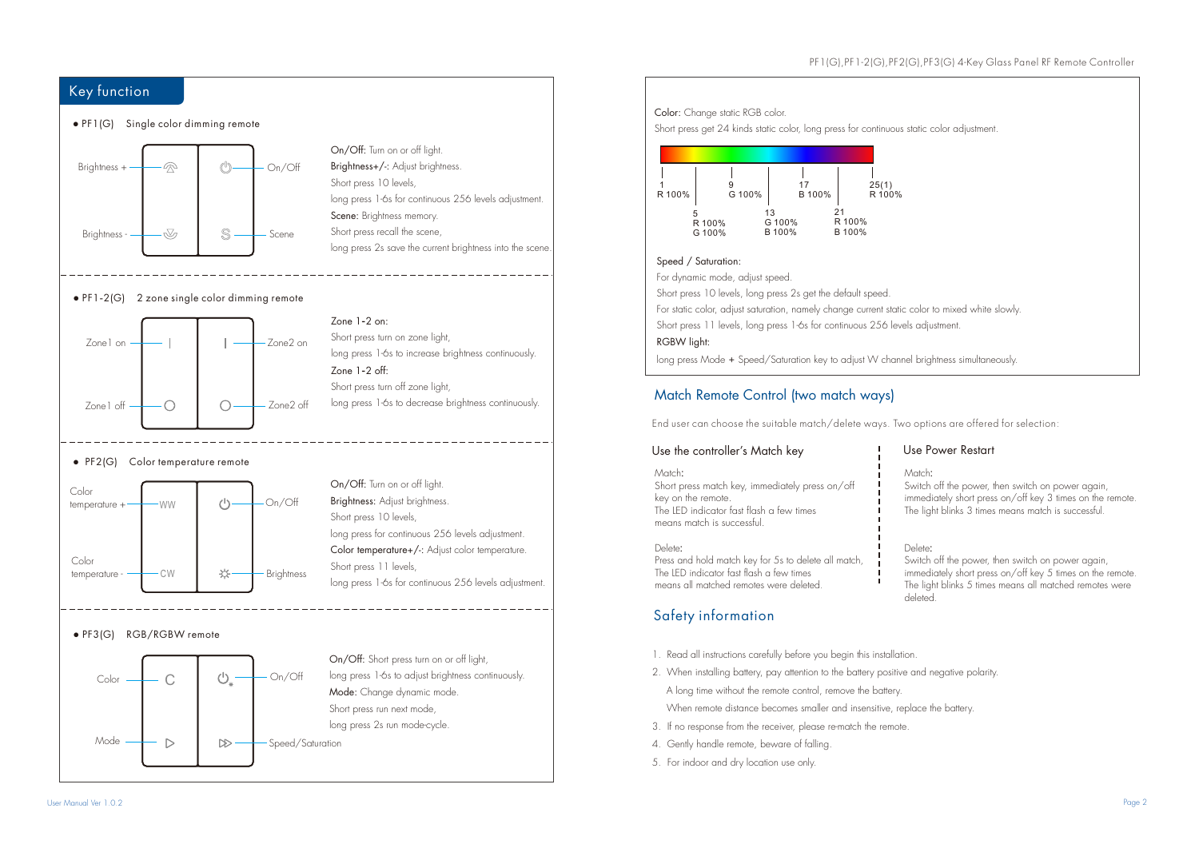## Key function

- PF1(G) Single color dimming remote

Brightness +
On/Off
Brightness -
Scene

**On/Off:** Turn on or off light.

**Brightness+/-:** Adjust brightness.

Short press 10 levels,

long press 1-6s for continuous 256 levels adjustment.

**Scene:** Brightness memory.

Short press recall the scene,

long press 2s save the current brightness into the scene.

- PF1-2(G) 2 zone single color dimming remote

Zone1 on
Zone2 on
Zone1 off
Zone2 off

**Zone 1-2 on:**

Short press turn on zone light,

long press 1-6s to increase brightness continuously.

**Zone 1-2 off:**

Short press turn off zone light,

long press 1-6s to decrease brightness continuously.

- PF2(G) Color temperature remote

Color temperature +
WW
On/Off
Color temperature -
CW
Brightness

**On/Off:** Turn on or off light.

**Brightness:** Adjust brightness.

Short press 10 levels,

long press for continuous 256 levels adjustment.

**Color temperature+/-:** Adjust color temperature.

Short press 11 levels,

long press 1-6s for continuous 256 levels adjustment.

- PF3(G) RGB/RGBW remote

Color
C
On/Off
Mode
Speed/Saturation

**On/Off:** Short press turn on or off light,

long press 1-6s to adjust brightness continuously.

**Mode:** Change dynamic mode.

Short press run next mode,

long press 2s run mode-cycle.

**Color:** Change static RGB color.

Short press get 24 kinds static color, long press for continuous static color adjustment.

1 R 100%
5 R 100% G 100%
9 G 100%
13 G 100% B 100%
17 B 100%
21 R 100% B 100%
25(1) R 100%

**Speed / Saturation:**

For dynamic mode, adjust speed.

Short press 10 levels, long press 2s get the default speed.

For static color, adjust saturation, namely change current static color to mixed white slowly.

Short press 11 levels, long press 1-6s for continuous 256 levels adjustment.

**RGBW light:**

long press Mode + Speed/Saturation key to adjust W channel brightness simultaneously.

## Match Remote Control (two match ways)

End user can choose the suitable match/delete ways. Two options are offered for selection:

### Use the controller's Match key

Match:
Short press match key, immediately press on/off key on the remote.
The LED indicator fast flash a few times means match is successful.

Delete:
Press and hold match key for 5s to delete all match,
The LED indicator fast flash a few times means all matched remotes were deleted.

### Use Power Restart

Match:
Switch off the power, then switch on power again, immediately short press on/off key 3 times on the remote.
The light blinks 3 times means match is successful.

Delete:
Switch off the power, then switch on power again, immediately short press on/off key 5 times on the remote.
The light blinks 5 times means all matched remotes were deleted.

## Safety information

1. Read all instructions carefully before you begin this installation.
2. When installing battery, pay attention to the battery positive and negative polarity.
   A long time without the remote control, remove the battery.
   When remote distance becomes smaller and insensitive, replace the battery.
3. If no response from the receiver, please re-match the remote.
4. Gently handle remote, beware of falling.
5. For indoor and dry location use only.